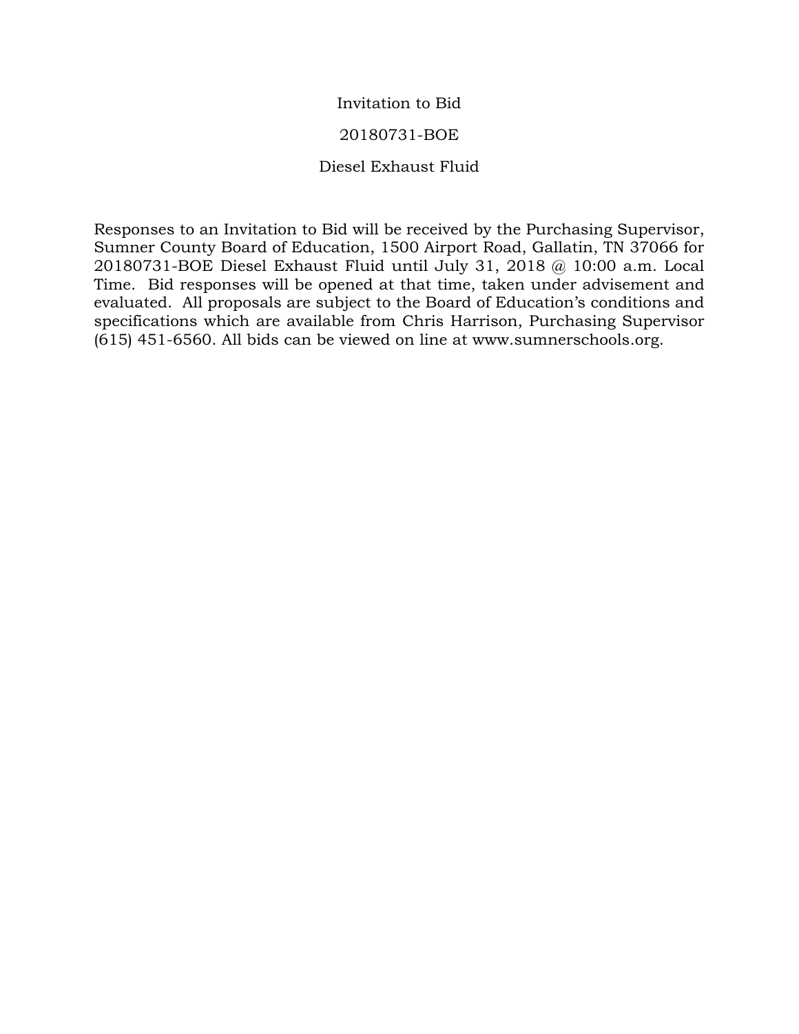# Invitation to Bid

## 20180731-BOE

## Diesel Exhaust Fluid

Responses to an Invitation to Bid will be received by the Purchasing Supervisor, Sumner County Board of Education, 1500 Airport Road, Gallatin, TN 37066 for 20180731-BOE Diesel Exhaust Fluid until July 31, 2018 @ 10:00 a.m. Local Time. Bid responses will be opened at that time, taken under advisement and evaluated. All proposals are subject to the Board of Education's conditions and specifications which are available from Chris Harrison, Purchasing Supervisor (615) 451-6560. All bids can be viewed on line at www.sumnerschools.org.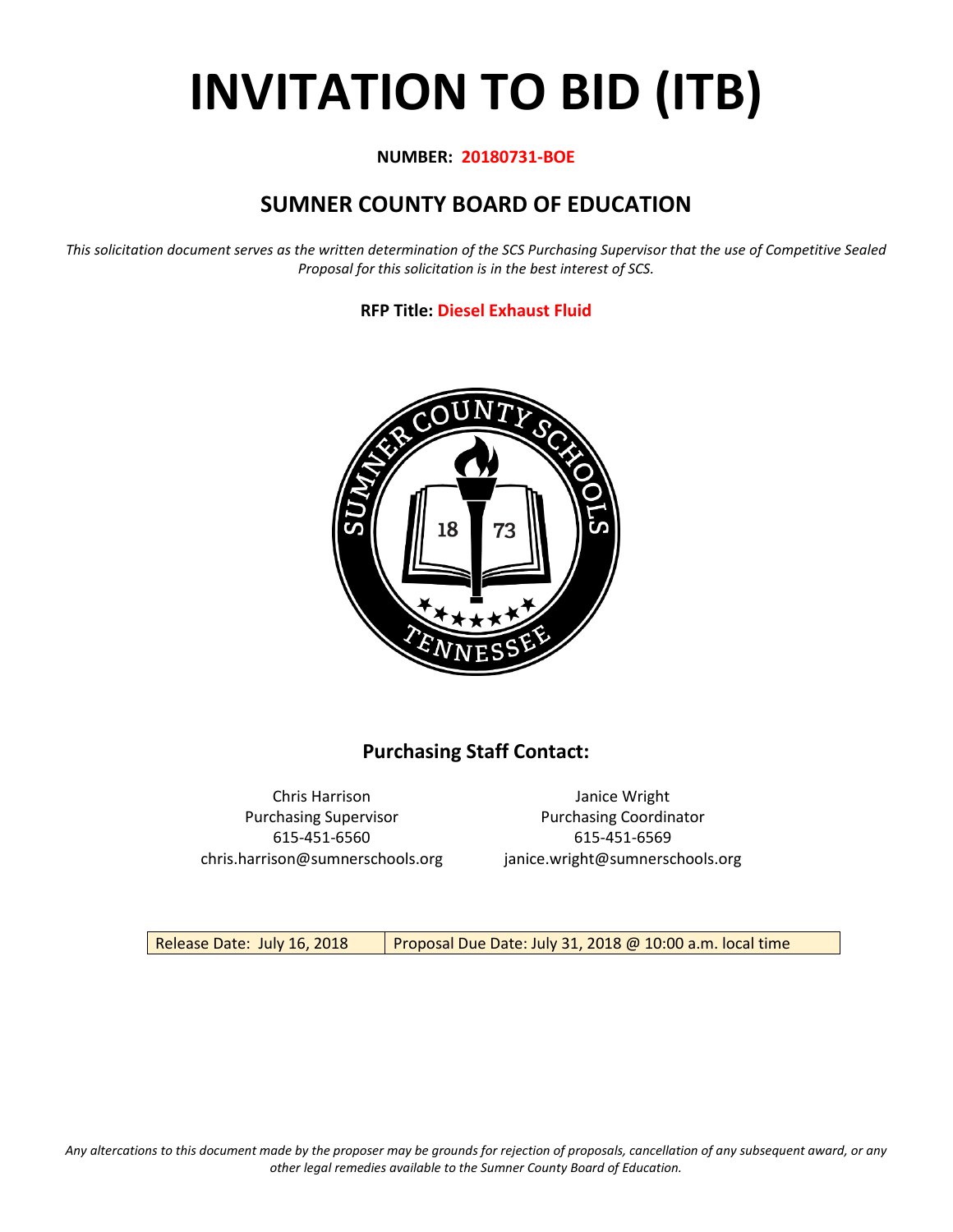# INVITATION TO BID (ITB)

**NUMBER: 20180731-BOE**

## SUMNER COUNTY BOARD OF EDUCATION

*This solicitation document serves as the written determination of the SCS Purchasing Supervisor that the use of Competitive Sealed Proposal for this solicitation is in the best interest of SCS.*

**RFP Title: Diesel Exhaust Fluid**

### Purchasing Staff Contact:

Chris Harrison
Purchasing Supervisor
615-451-6560
chris.harrison@sumnerschools.org

Janice Wright
Purchasing Coordinator
615-451-6569
janice.wright@sumnerschools.org

| Release Date: July 16, 2018 | Proposal Due Date: July 31, 2018 @ 10:00 a.m. local time |
|---|---|

*Any altercations to this document made by the proposer may be grounds for rejection of proposals, cancellation of any subsequent award, or any other legal remedies available to the Sumner County Board of Education.*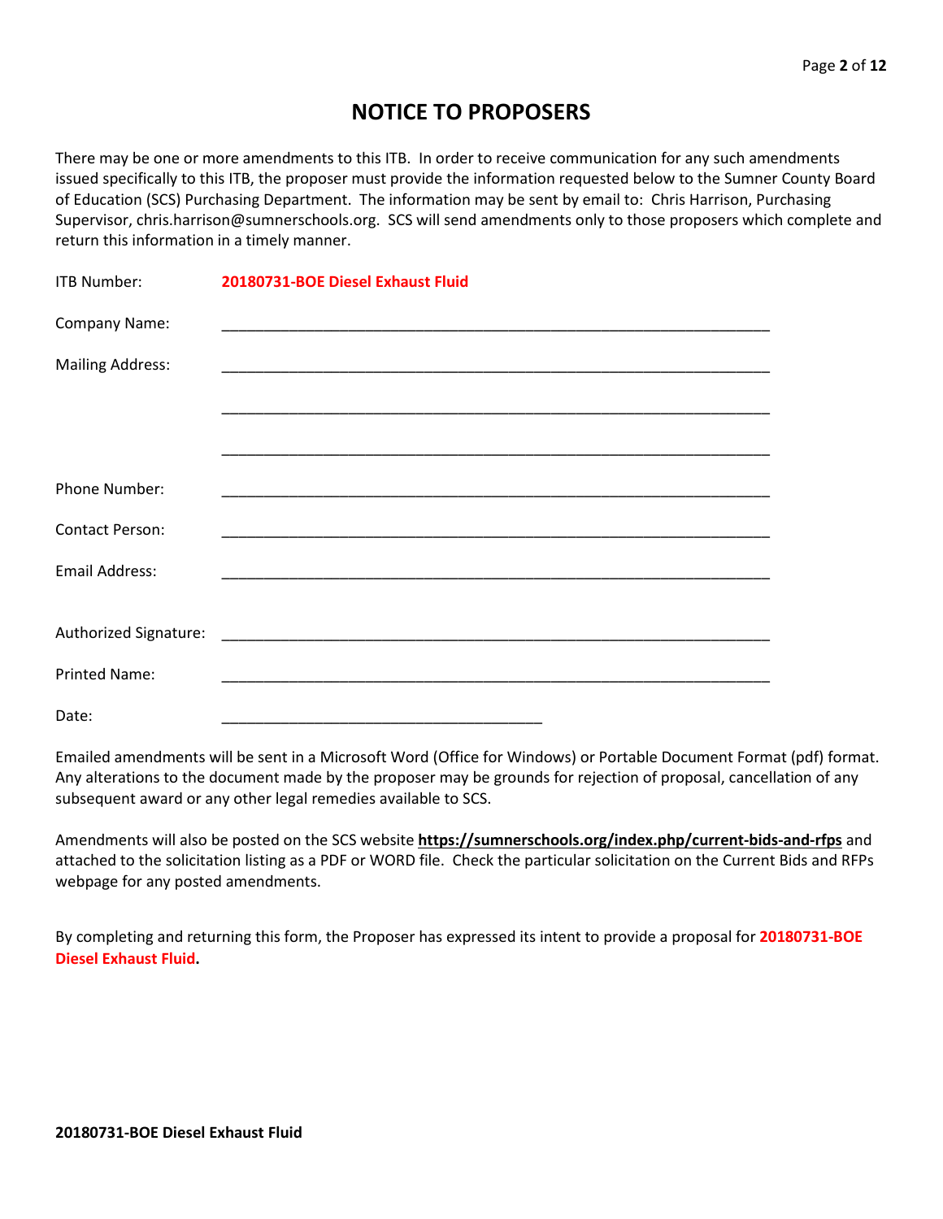# NOTICE TO PROPOSERS

There may be one or more amendments to this ITB. In order to receive communication for any such amendments issued specifically to this ITB, the proposer must provide the information requested below to the Sumner County Board of Education (SCS) Purchasing Department. The information may be sent by email to: Chris Harrison, Purchasing Supervisor, chris.harrison@sumnerschools.org. SCS will send amendments only to those proposers which complete and return this information in a timely manner.

ITB Number: **20180731-BOE Diesel Exhaust Fluid**

Company Name: ____________________________________________________________

Mailing Address: ____________________________________________________________

____________________________________________________________

____________________________________________________________

Phone Number: ____________________________________________________________

Contact Person: ____________________________________________________________

Email Address: ____________________________________________________________

Authorized Signature: ____________________________________________________________

Printed Name: ____________________________________________________________

Date: ____________________________________

Emailed amendments will be sent in a Microsoft Word (Office for Windows) or Portable Document Format (pdf) format. Any alterations to the document made by the proposer may be grounds for rejection of proposal, cancellation of any subsequent award or any other legal remedies available to SCS.

Amendments will also be posted on the SCS website **https://sumnerschools.org/index.php/current-bids-and-rfps** and attached to the solicitation listing as a PDF or WORD file. Check the particular solicitation on the Current Bids and RFPs webpage for any posted amendments.

By completing and returning this form, the Proposer has expressed its intent to provide a proposal for **20180731-BOE Diesel Exhaust Fluid.**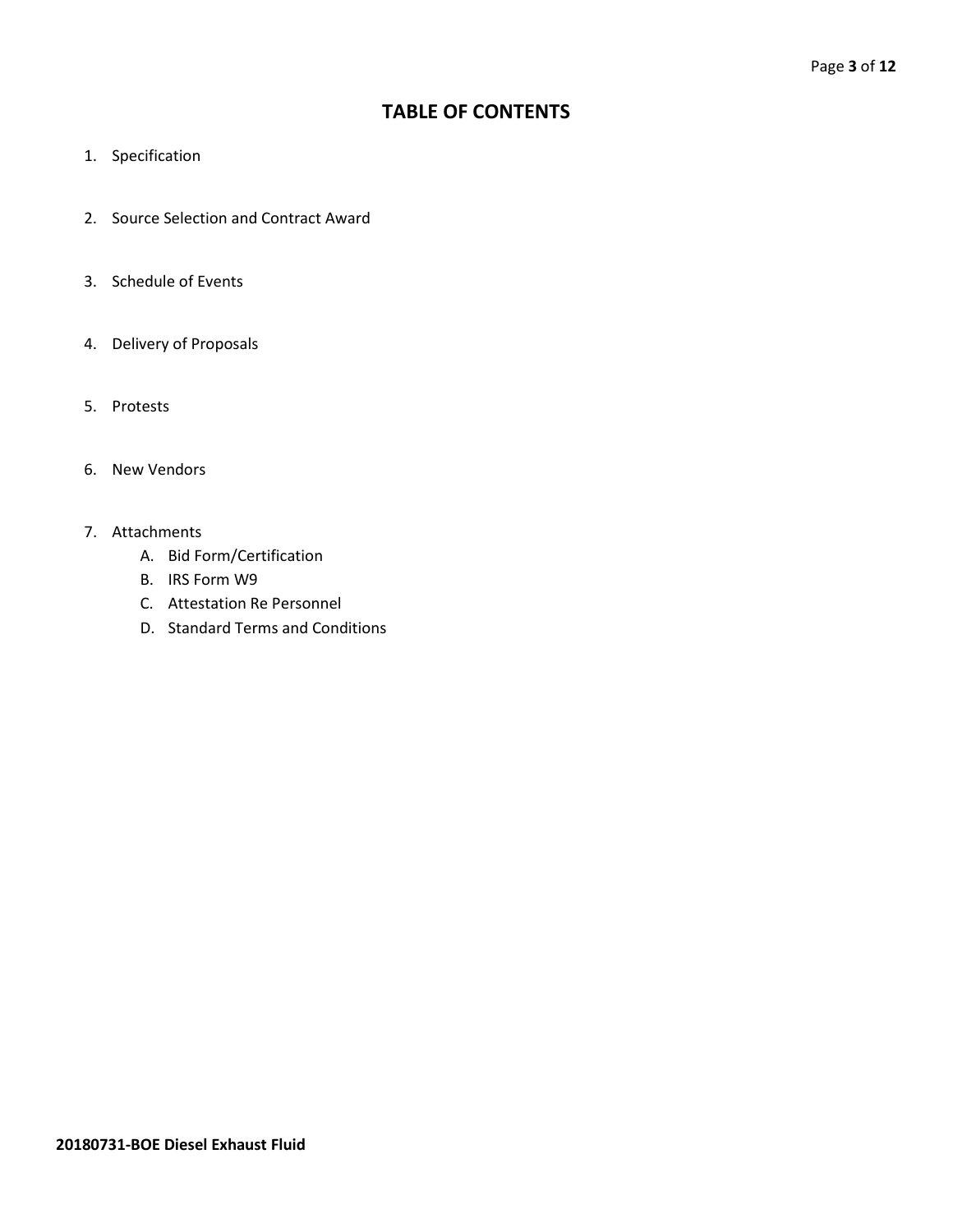# TABLE OF CONTENTS

1. Specification

2. Source Selection and Contract Award

3. Schedule of Events

4. Delivery of Proposals

5. Protests

6. New Vendors

7. Attachments
   A. Bid Form/Certification
   B. IRS Form W9
   C. Attestation Re Personnel
   D. Standard Terms and Conditions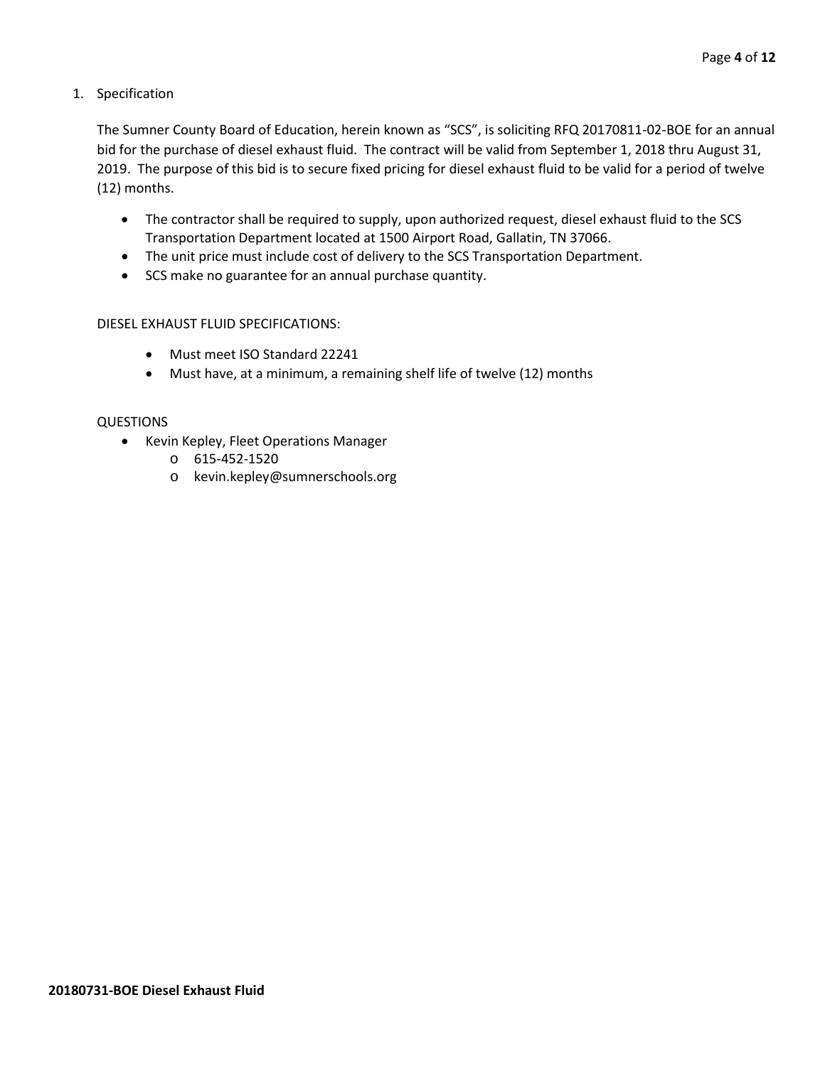1. Specification

   The Sumner County Board of Education, herein known as "SCS", is soliciting RFQ 20170811-02-BOE for an annual bid for the purchase of diesel exhaust fluid. The contract will be valid from September 1, 2018 thru August 31, 2019. The purpose of this bid is to secure fixed pricing for diesel exhaust fluid to be valid for a period of twelve (12) months.

   - The contractor shall be required to supply, upon authorized request, diesel exhaust fluid to the SCS Transportation Department located at 1500 Airport Road, Gallatin, TN 37066.
   - The unit price must include cost of delivery to the SCS Transportation Department.
   - SCS make no guarantee for an annual purchase quantity.

   DIESEL EXHAUST FLUID SPECIFICATIONS:

   - Must meet ISO Standard 22241
   - Must have, at a minimum, a remaining shelf life of twelve (12) months

   QUESTIONS

   - Kevin Kepley, Fleet Operations Manager
     - 615-452-1520
     - kevin.kepley@sumnerschools.org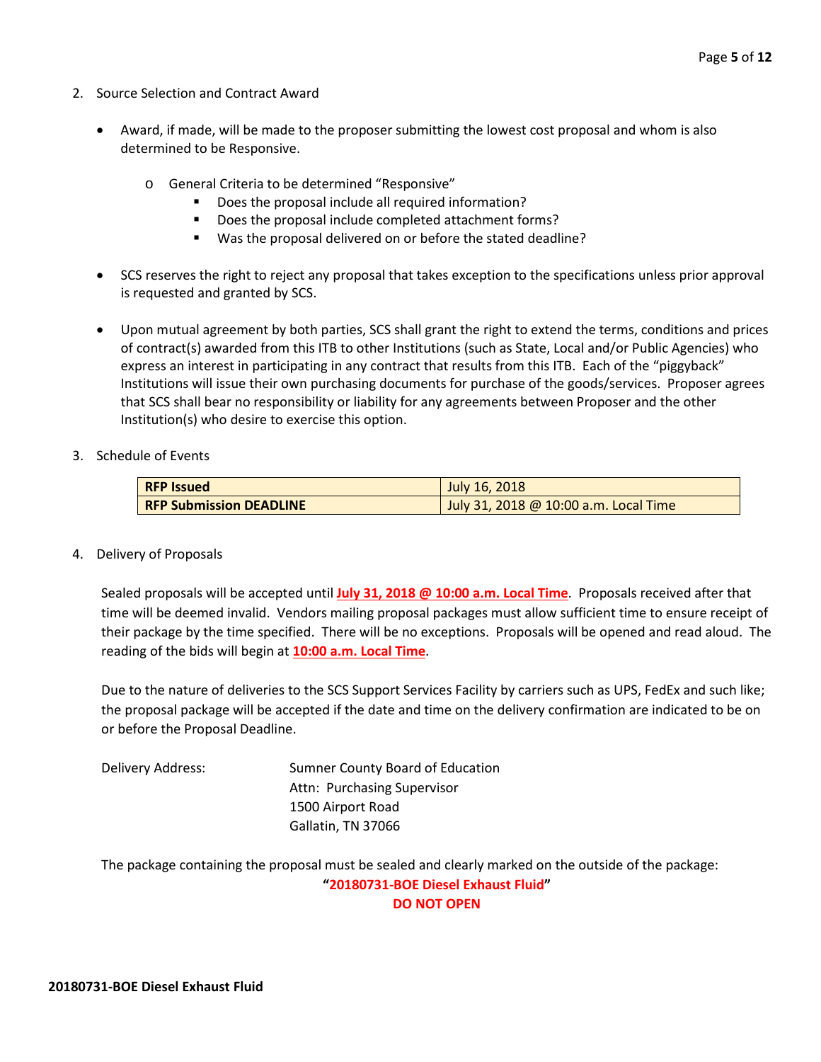2. Source Selection and Contract Award

- Award, if made, will be made to the proposer submitting the lowest cost proposal and whom is also determined to be Responsive.
    - General Criteria to be determined "Responsive"
        - Does the proposal include all required information?
        - Does the proposal include completed attachment forms?
        - Was the proposal delivered on or before the stated deadline?
- SCS reserves the right to reject any proposal that takes exception to the specifications unless prior approval is requested and granted by SCS.
- Upon mutual agreement by both parties, SCS shall grant the right to extend the terms, conditions and prices of contract(s) awarded from this ITB to other Institutions (such as State, Local and/or Public Agencies) who express an interest in participating in any contract that results from this ITB. Each of the "piggyback" Institutions will issue their own purchasing documents for purchase of the goods/services. Proposer agrees that SCS shall bear no responsibility or liability for any agreements between Proposer and the other Institution(s) who desire to exercise this option.

3. Schedule of Events

| **RFP Issued** | July 16, 2018 |
|---|---|
| **RFP Submission DEADLINE** | July 31, 2018 @ 10:00 a.m. Local Time |

4. Delivery of Proposals

Sealed proposals will be accepted until **July 31, 2018 @ 10:00 a.m. Local Time**. Proposals received after that time will be deemed invalid. Vendors mailing proposal packages must allow sufficient time to ensure receipt of their package by the time specified. There will be no exceptions. Proposals will be opened and read aloud. The reading of the bids will begin at **10:00 a.m. Local Time**.

Due to the nature of deliveries to the SCS Support Services Facility by carriers such as UPS, FedEx and such like; the proposal package will be accepted if the date and time on the delivery confirmation are indicated to be on or before the Proposal Deadline.

Delivery Address: Sumner County Board of Education
Attn: Purchasing Supervisor
1500 Airport Road
Gallatin, TN 37066

The package containing the proposal must be sealed and clearly marked on the outside of the package:

**"20180731-BOE Diesel Exhaust Fluid"**

**DO NOT OPEN**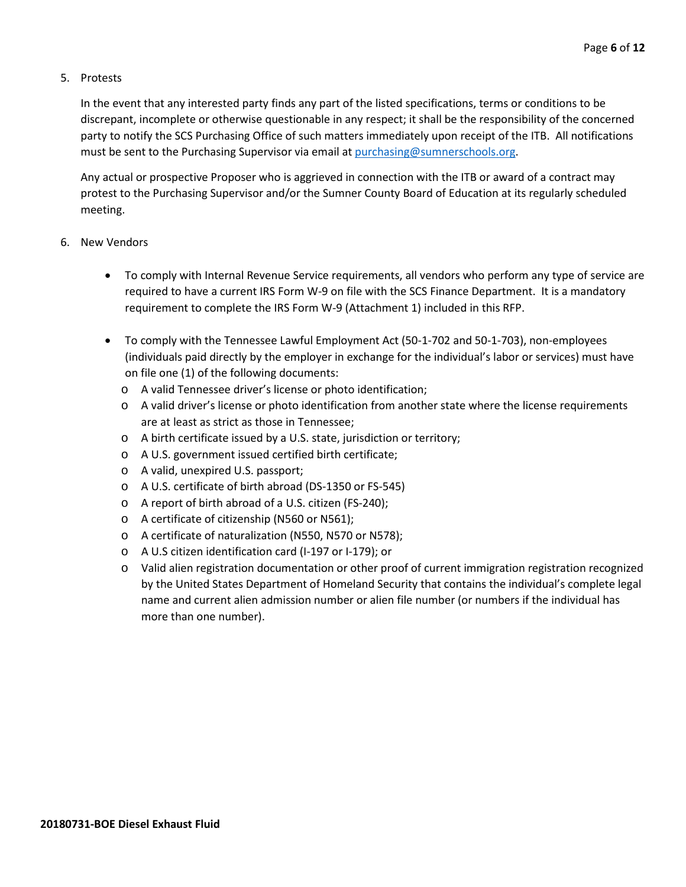5. Protests

   In the event that any interested party finds any part of the listed specifications, terms or conditions to be discrepant, incomplete or otherwise questionable in any respect; it shall be the responsibility of the concerned party to notify the SCS Purchasing Office of such matters immediately upon receipt of the ITB. All notifications must be sent to the Purchasing Supervisor via email at [purchasing@sumnerschools.org](mailto:purchasing@sumnerschools.org).

   Any actual or prospective Proposer who is aggrieved in connection with the ITB or award of a contract may protest to the Purchasing Supervisor and/or the Sumner County Board of Education at its regularly scheduled meeting.

6. New Vendors

   - To comply with Internal Revenue Service requirements, all vendors who perform any type of service are required to have a current IRS Form W-9 on file with the SCS Finance Department. It is a mandatory requirement to complete the IRS Form W-9 (Attachment 1) included in this RFP.

   - To comply with the Tennessee Lawful Employment Act (50-1-702 and 50-1-703), non-employees (individuals paid directly by the employer in exchange for the individual's labor or services) must have on file one (1) of the following documents:
     - A valid Tennessee driver's license or photo identification;
     - A valid driver's license or photo identification from another state where the license requirements are at least as strict as those in Tennessee;
     - A birth certificate issued by a U.S. state, jurisdiction or territory;
     - A U.S. government issued certified birth certificate;
     - A valid, unexpired U.S. passport;
     - A U.S. certificate of birth abroad (DS-1350 or FS-545)
     - A report of birth abroad of a U.S. citizen (FS-240);
     - A certificate of citizenship (N560 or N561);
     - A certificate of naturalization (N550, N570 or N578);
     - A U.S citizen identification card (I-197 or I-179); or
     - Valid alien registration documentation or other proof of current immigration registration recognized by the United States Department of Homeland Security that contains the individual's complete legal name and current alien admission number or alien file number (or numbers if the individual has more than one number).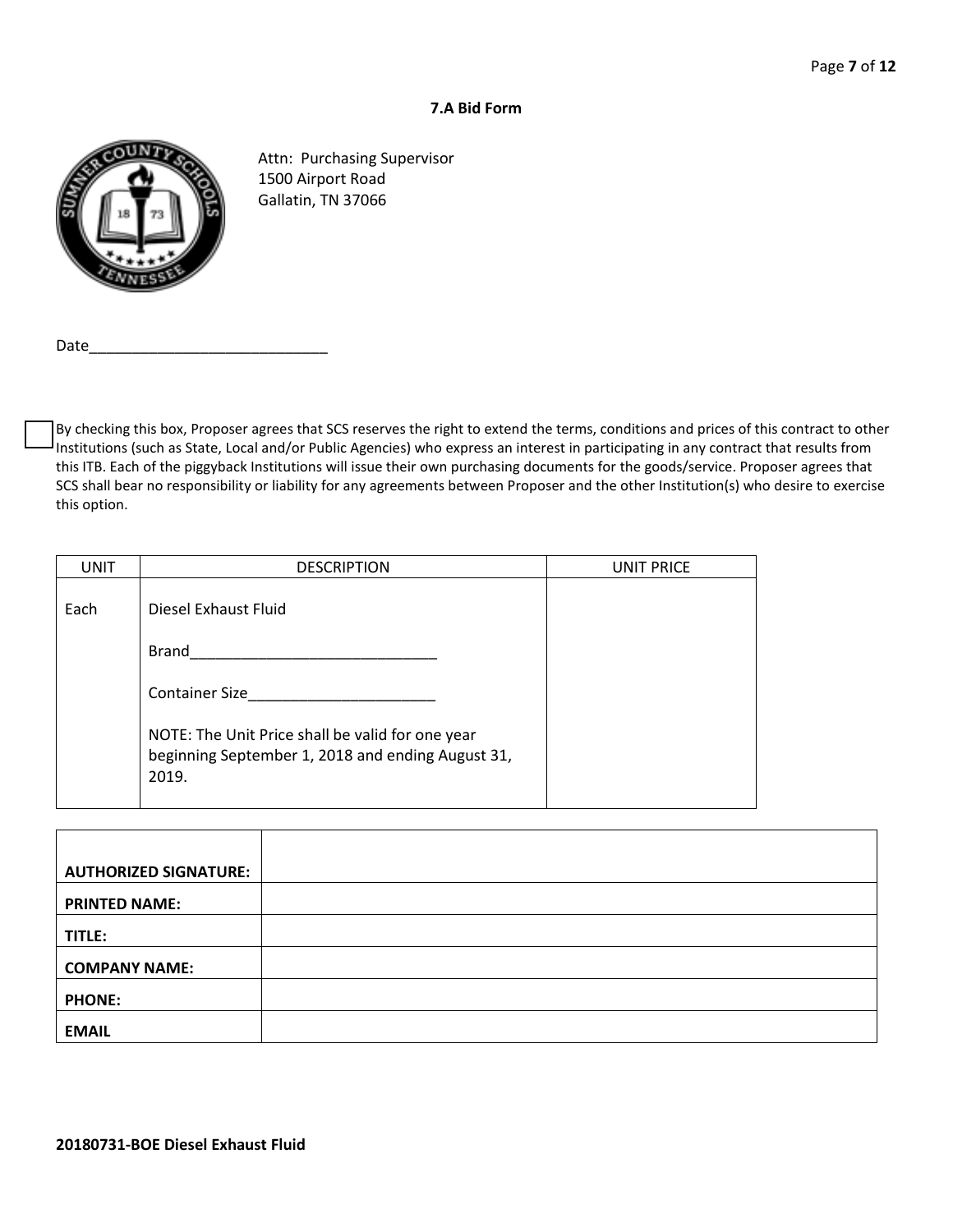### 7.A Bid Form

Attn: Purchasing Supervisor
1500 Airport Road
Gallatin, TN 37066

Date_____________________________

☐ By checking this box, Proposer agrees that SCS reserves the right to extend the terms, conditions and prices of this contract to other Institutions (such as State, Local and/or Public Agencies) who express an interest in participating in any contract that results from this ITB. Each of the piggyback Institutions will issue their own purchasing documents for the goods/service. Proposer agrees that SCS shall bear no responsibility or liability for any agreements between Proposer and the other Institution(s) who desire to exercise this option.

| UNIT | DESCRIPTION | UNIT PRICE |
|---|---|---|
| Each | Diesel Exhaust Fluid<br><br>Brand_____________________________<br><br>Container Size______________________<br><br>NOTE: The Unit Price shall be valid for one year beginning September 1, 2018 and ending August 31, 2019. | |

| | |
|---|---|
| **AUTHORIZED SIGNATURE:** | |
| **PRINTED NAME:** | |
| **TITLE:** | |
| **COMPANY NAME:** | |
| **PHONE:** | |
| **EMAIL** | |

**20180731-BOE Diesel Exhaust Fluid**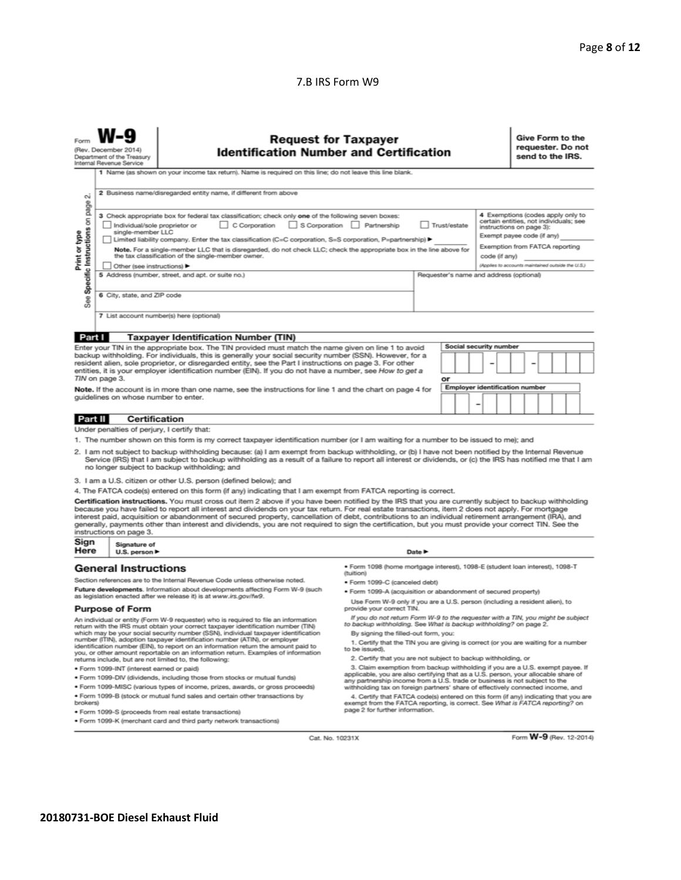7.B IRS Form W9

Form **W-9**
(Rev. December 2014)
Department of the Treasury
Internal Revenue Service

# Request for Taxpayer Identification Number and Certification

**Give Form to the requester. Do not send to the IRS.**

Print or type
See **Specific Instructions** on page 2.

1 Name (as shown on your income tax return). Name is required on this line; do not leave this line blank.

2 Business name/disregarded entity name, if different from above

3 Check appropriate box for federal tax classification; check only **one** of the following seven boxes:
☐ Individual/sole proprietor or single-member LLC ☐ C Corporation ☐ S Corporation ☐ Partnership ☐ Trust/estate
☐ Limited liability company. Enter the tax classification (C=C corporation, S=S corporation, P=partnership) ► ________
**Note.** For a single-member LLC that is disregarded, do not check LLC; check the appropriate box in the line above for the tax classification of the single-member owner.
☐ Other (see instructions) ►

4 Exemptions (codes apply only to certain entities, not individuals; see instructions on page 3):
Exempt payee code (if any) ________
Exemption from FATCA reporting code (if any) ________
*(Applies to accounts maintained outside the U.S.)*

5 Address (number, street, and apt. or suite no.)

Requester's name and address (optional)

6 City, state, and ZIP code

7 List account number(s) here (optional)

## Part I Taxpayer Identification Number (TIN)

Enter your TIN in the appropriate box. The TIN provided must match the name given on line 1 to avoid backup withholding. For individuals, this is generally your social security number (SSN). However, for a resident alien, sole proprietor, or disregarded entity, see the Part I instructions on page 3. For other entities, it is your employer identification number (EIN). If you do not have a number, see *How to get a TIN* on page 3.

**Note.** If the account is in more than one name, see the instructions for line 1 and the chart on page 4 for guidelines on whose number to enter.

**Social security number**
[ ][ ][ ] – [ ][ ] – [ ][ ][ ][ ]

or

**Employer identification number**
[ ][ ] – [ ][ ][ ][ ][ ][ ][ ]

## Part II Certification

Under penalties of perjury, I certify that:

1. The number shown on this form is my correct taxpayer identification number (or I am waiting for a number to be issued to me); and
2. I am not subject to backup withholding because: (a) I am exempt from backup withholding, or (b) I have not been notified by the Internal Revenue Service (IRS) that I am subject to backup withholding as a result of a failure to report all interest or dividends, or (c) the IRS has notified me that I am no longer subject to backup withholding; and
3. I am a U.S. citizen or other U.S. person (defined below); and
4. The FATCA code(s) entered on this form (if any) indicating that I am exempt from FATCA reporting is correct.

**Certification instructions.** You must cross out item 2 above if you have been notified by the IRS that you are currently subject to backup withholding because you have failed to report all interest and dividends on your tax return. For real estate transactions, item 2 does not apply. For mortgage interest paid, acquisition or abandonment of secured property, cancellation of debt, contributions to an individual retirement arrangement (IRA), and generally, payments other than interest and dividends, you are not required to sign the certification, but you must provide your correct TIN. See the instructions on page 3.

**Sign Here** Signature of U.S. person ► Date ►

## General Instructions

Section references are to the Internal Revenue Code unless otherwise noted.

**Future developments.** Information about developments affecting Form W-9 (such as legislation enacted after we release it) is at *www.irs.gov/fw9*.

### Purpose of Form

An individual or entity (Form W-9 requester) who is required to file an information return with the IRS must obtain your correct taxpayer identification number (TIN) which may be your social security number (SSN), individual taxpayer identification number (ITIN), adoption taxpayer identification number (ATIN), or employer identification number (EIN), to report on an information return the amount paid to you, or other amount reportable on an information return. Examples of information returns include, but are not limited to, the following:

- Form 1099-INT (interest earned or paid)
- Form 1099-DIV (dividends, including those from stocks or mutual funds)
- Form 1099-MISC (various types of income, prizes, awards, or gross proceeds)
- Form 1099-B (stock or mutual fund sales and certain other transactions by brokers)
- Form 1099-S (proceeds from real estate transactions)
- Form 1099-K (merchant card and third party network transactions)
- Form 1098 (home mortgage interest), 1098-E (student loan interest), 1098-T (tuition)
- Form 1099-C (canceled debt)
- Form 1099-A (acquisition or abandonment of secured property)

Use Form W-9 only if you are a U.S. person (including a resident alien), to provide your correct TIN.

*If you do not return Form W-9 to the requester with a TIN, you might be subject to backup withholding. See What is backup withholding? on page 2.*

By signing the filled-out form, you:

1. Certify that the TIN you are giving is correct (or you are waiting for a number to be issued),
2. Certify that you are not subject to backup withholding, or
3. Claim exemption from backup withholding if you are a U.S. exempt payee. If applicable, you are also certifying that as a U.S. person, your allocable share of any partnership income from a U.S. trade or business is not subject to the withholding tax on foreign partners' share of effectively connected income, and
4. Certify that FATCA code(s) entered on this form (if any) indicating that you are exempt from the FATCA reporting, is correct. See *What is FATCA reporting?* on page 2 for further information.

Cat. No. 10231X Form **W-9** (Rev. 12-2014)

**20180731-BOE Diesel Exhaust Fluid**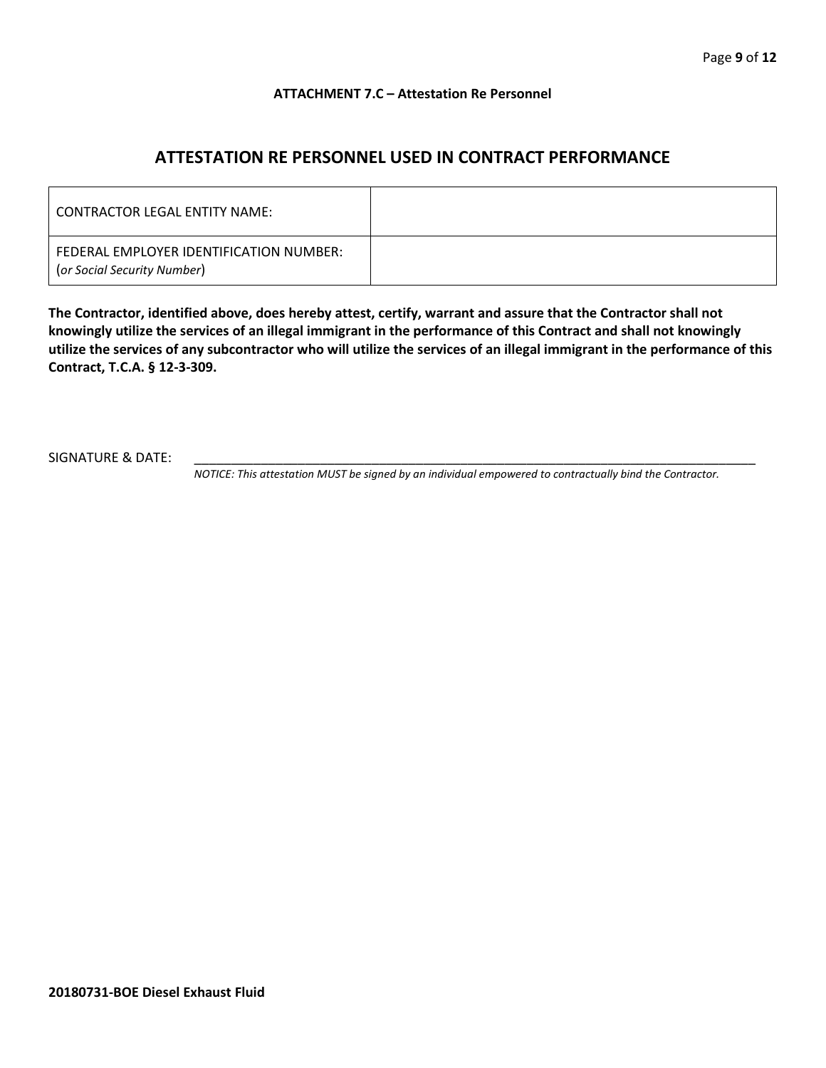**ATTACHMENT 7.C – Attestation Re Personnel**

## ATTESTATION RE PERSONNEL USED IN CONTRACT PERFORMANCE

| CONTRACTOR LEGAL ENTITY NAME: | |
|---|---|
| FEDERAL EMPLOYER IDENTIFICATION NUMBER: (*or Social Security Number*) | |

**The Contractor, identified above, does hereby attest, certify, warrant and assure that the Contractor shall not knowingly utilize the services of an illegal immigrant in the performance of this Contract and shall not knowingly utilize the services of any subcontractor who will utilize the services of an illegal immigrant in the performance of this Contract, T.C.A. § 12-3-309.**

SIGNATURE & DATE: ______________________________________________________________________________

*NOTICE: This attestation MUST be signed by an individual empowered to contractually bind the Contractor.*

**20180731-BOE Diesel Exhaust Fluid**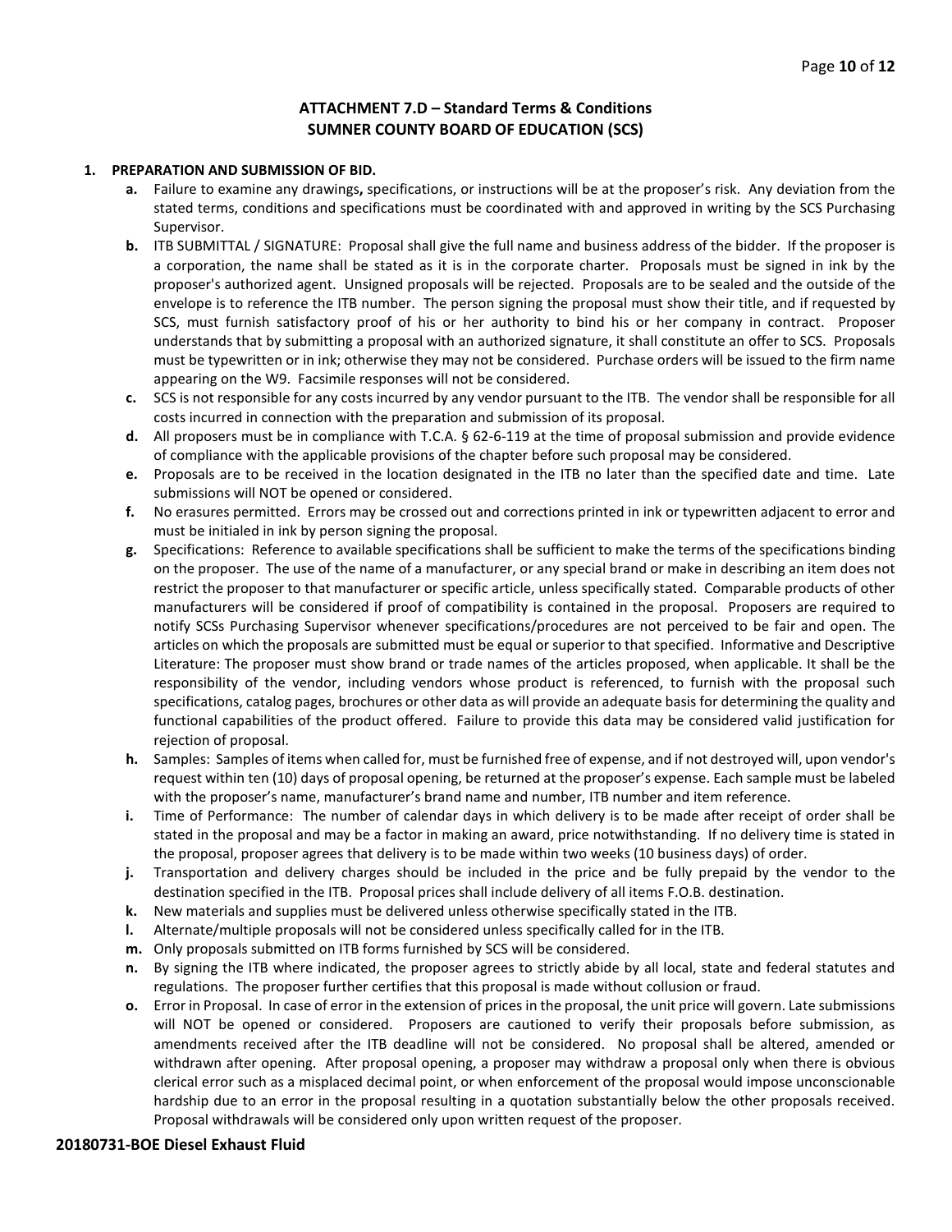## ATTACHMENT 7.D – Standard Terms & Conditions
## SUMNER COUNTY BOARD OF EDUCATION (SCS)

**1. PREPARATION AND SUBMISSION OF BID.**

- **a.** Failure to examine any drawings**,** specifications, or instructions will be at the proposer's risk. Any deviation from the stated terms, conditions and specifications must be coordinated with and approved in writing by the SCS Purchasing Supervisor.
- **b.** ITB SUBMITTAL / SIGNATURE: Proposal shall give the full name and business address of the bidder. If the proposer is a corporation, the name shall be stated as it is in the corporate charter. Proposals must be signed in ink by the proposer's authorized agent. Unsigned proposals will be rejected. Proposals are to be sealed and the outside of the envelope is to reference the ITB number. The person signing the proposal must show their title, and if requested by SCS, must furnish satisfactory proof of his or her authority to bind his or her company in contract. Proposer understands that by submitting a proposal with an authorized signature, it shall constitute an offer to SCS. Proposals must be typewritten or in ink; otherwise they may not be considered. Purchase orders will be issued to the firm name appearing on the W9. Facsimile responses will not be considered.
- **c.** SCS is not responsible for any costs incurred by any vendor pursuant to the ITB. The vendor shall be responsible for all costs incurred in connection with the preparation and submission of its proposal.
- **d.** All proposers must be in compliance with T.C.A. § 62-6-119 at the time of proposal submission and provide evidence of compliance with the applicable provisions of the chapter before such proposal may be considered.
- **e.** Proposals are to be received in the location designated in the ITB no later than the specified date and time. Late submissions will NOT be opened or considered.
- **f.** No erasures permitted. Errors may be crossed out and corrections printed in ink or typewritten adjacent to error and must be initialed in ink by person signing the proposal.
- **g.** Specifications: Reference to available specifications shall be sufficient to make the terms of the specifications binding on the proposer. The use of the name of a manufacturer, or any special brand or make in describing an item does not restrict the proposer to that manufacturer or specific article, unless specifically stated. Comparable products of other manufacturers will be considered if proof of compatibility is contained in the proposal. Proposers are required to notify SCSs Purchasing Supervisor whenever specifications/procedures are not perceived to be fair and open. The articles on which the proposals are submitted must be equal or superior to that specified. Informative and Descriptive Literature: The proposer must show brand or trade names of the articles proposed, when applicable. It shall be the responsibility of the vendor, including vendors whose product is referenced, to furnish with the proposal such specifications, catalog pages, brochures or other data as will provide an adequate basis for determining the quality and functional capabilities of the product offered. Failure to provide this data may be considered valid justification for rejection of proposal.
- **h.** Samples: Samples of items when called for, must be furnished free of expense, and if not destroyed will, upon vendor's request within ten (10) days of proposal opening, be returned at the proposer's expense. Each sample must be labeled with the proposer's name, manufacturer's brand name and number, ITB number and item reference.
- **i.** Time of Performance: The number of calendar days in which delivery is to be made after receipt of order shall be stated in the proposal and may be a factor in making an award, price notwithstanding. If no delivery time is stated in the proposal, proposer agrees that delivery is to be made within two weeks (10 business days) of order.
- **j.** Transportation and delivery charges should be included in the price and be fully prepaid by the vendor to the destination specified in the ITB. Proposal prices shall include delivery of all items F.O.B. destination.
- **k.** New materials and supplies must be delivered unless otherwise specifically stated in the ITB.
- **l.** Alternate/multiple proposals will not be considered unless specifically called for in the ITB.
- **m.** Only proposals submitted on ITB forms furnished by SCS will be considered.
- **n.** By signing the ITB where indicated, the proposer agrees to strictly abide by all local, state and federal statutes and regulations. The proposer further certifies that this proposal is made without collusion or fraud.
- **o.** Error in Proposal. In case of error in the extension of prices in the proposal, the unit price will govern. Late submissions will NOT be opened or considered. Proposers are cautioned to verify their proposals before submission, as amendments received after the ITB deadline will not be considered. No proposal shall be altered, amended or withdrawn after opening. After proposal opening, a proposer may withdraw a proposal only when there is obvious clerical error such as a misplaced decimal point, or when enforcement of the proposal would impose unconscionable hardship due to an error in the proposal resulting in a quotation substantially below the other proposals received. Proposal withdrawals will be considered only upon written request of the proposer.

**20180731-BOE Diesel Exhaust Fluid**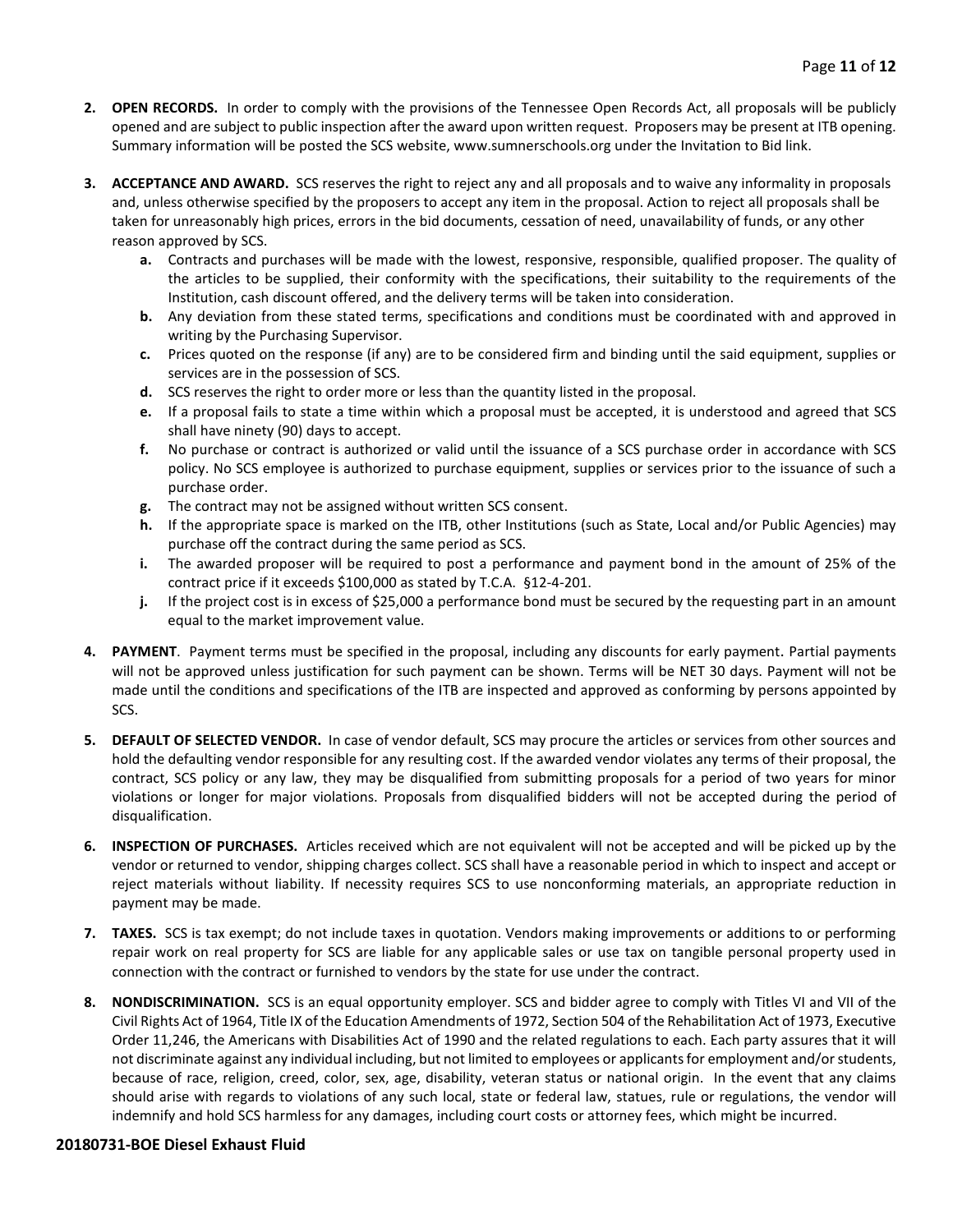2. **OPEN RECORDS.** In order to comply with the provisions of the Tennessee Open Records Act, all proposals will be publicly opened and are subject to public inspection after the award upon written request. Proposers may be present at ITB opening. Summary information will be posted the SCS website, www.sumnerschools.org under the Invitation to Bid link.

3. **ACCEPTANCE AND AWARD.** SCS reserves the right to reject any and all proposals and to waive any informality in proposals and, unless otherwise specified by the proposers to accept any item in the proposal. Action to reject all proposals shall be taken for unreasonably high prices, errors in the bid documents, cessation of need, unavailability of funds, or any other reason approved by SCS.
   - **a.** Contracts and purchases will be made with the lowest, responsive, responsible, qualified proposer. The quality of the articles to be supplied, their conformity with the specifications, their suitability to the requirements of the Institution, cash discount offered, and the delivery terms will be taken into consideration.
   - **b.** Any deviation from these stated terms, specifications and conditions must be coordinated with and approved in writing by the Purchasing Supervisor.
   - **c.** Prices quoted on the response (if any) are to be considered firm and binding until the said equipment, supplies or services are in the possession of SCS.
   - **d.** SCS reserves the right to order more or less than the quantity listed in the proposal.
   - **e.** If a proposal fails to state a time within which a proposal must be accepted, it is understood and agreed that SCS shall have ninety (90) days to accept.
   - **f.** No purchase or contract is authorized or valid until the issuance of a SCS purchase order in accordance with SCS policy. No SCS employee is authorized to purchase equipment, supplies or services prior to the issuance of such a purchase order.
   - **g.** The contract may not be assigned without written SCS consent.
   - **h.** If the appropriate space is marked on the ITB, other Institutions (such as State, Local and/or Public Agencies) may purchase off the contract during the same period as SCS.
   - **i.** The awarded proposer will be required to post a performance and payment bond in the amount of 25% of the contract price if it exceeds $100,000 as stated by T.C.A. §12-4-201.
   - **j.** If the project cost is in excess of $25,000 a performance bond must be secured by the requesting part in an amount equal to the market improvement value.

4. **PAYMENT**. Payment terms must be specified in the proposal, including any discounts for early payment. Partial payments will not be approved unless justification for such payment can be shown. Terms will be NET 30 days. Payment will not be made until the conditions and specifications of the ITB are inspected and approved as conforming by persons appointed by SCS.

5. **DEFAULT OF SELECTED VENDOR.** In case of vendor default, SCS may procure the articles or services from other sources and hold the defaulting vendor responsible for any resulting cost. If the awarded vendor violates any terms of their proposal, the contract, SCS policy or any law, they may be disqualified from submitting proposals for a period of two years for minor violations or longer for major violations. Proposals from disqualified bidders will not be accepted during the period of disqualification.

6. **INSPECTION OF PURCHASES.** Articles received which are not equivalent will not be accepted and will be picked up by the vendor or returned to vendor, shipping charges collect. SCS shall have a reasonable period in which to inspect and accept or reject materials without liability. If necessity requires SCS to use nonconforming materials, an appropriate reduction in payment may be made.

7. **TAXES.** SCS is tax exempt; do not include taxes in quotation. Vendors making improvements or additions to or performing repair work on real property for SCS are liable for any applicable sales or use tax on tangible personal property used in connection with the contract or furnished to vendors by the state for use under the contract.

8. **NONDISCRIMINATION.** SCS is an equal opportunity employer. SCS and bidder agree to comply with Titles VI and VII of the Civil Rights Act of 1964, Title IX of the Education Amendments of 1972, Section 504 of the Rehabilitation Act of 1973, Executive Order 11,246, the Americans with Disabilities Act of 1990 and the related regulations to each. Each party assures that it will not discriminate against any individual including, but not limited to employees or applicants for employment and/or students, because of race, religion, creed, color, sex, age, disability, veteran status or national origin. In the event that any claims should arise with regards to violations of any such local, state or federal law, statues, rule or regulations, the vendor will indemnify and hold SCS harmless for any damages, including court costs or attorney fees, which might be incurred.

**20180731-BOE Diesel Exhaust Fluid**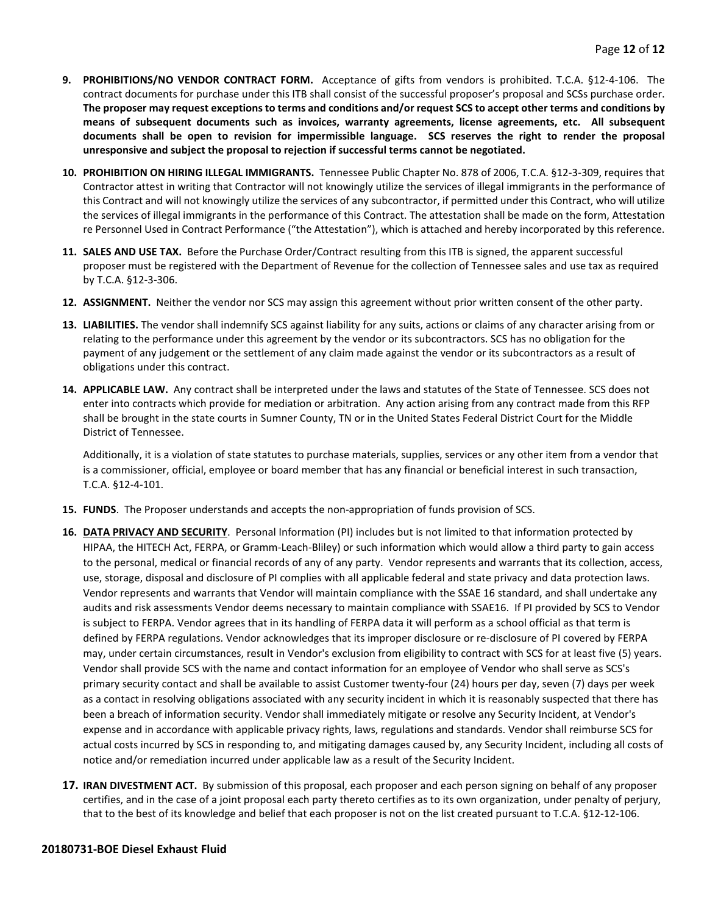9. **PROHIBITIONS/NO VENDOR CONTRACT FORM.** Acceptance of gifts from vendors is prohibited. T.C.A. §12-4-106. The contract documents for purchase under this ITB shall consist of the successful proposer's proposal and SCSs purchase order. **The proposer may request exceptions to terms and conditions and/or request SCS to accept other terms and conditions by means of subsequent documents such as invoices, warranty agreements, license agreements, etc. All subsequent documents shall be open to revision for impermissible language. SCS reserves the right to render the proposal unresponsive and subject the proposal to rejection if successful terms cannot be negotiated.**

10. **PROHIBITION ON HIRING ILLEGAL IMMIGRANTS.** Tennessee Public Chapter No. 878 of 2006, T.C.A. §12-3-309, requires that Contractor attest in writing that Contractor will not knowingly utilize the services of illegal immigrants in the performance of this Contract and will not knowingly utilize the services of any subcontractor, if permitted under this Contract, who will utilize the services of illegal immigrants in the performance of this Contract. The attestation shall be made on the form, Attestation re Personnel Used in Contract Performance ("the Attestation"), which is attached and hereby incorporated by this reference.

11. **SALES AND USE TAX.** Before the Purchase Order/Contract resulting from this ITB is signed, the apparent successful proposer must be registered with the Department of Revenue for the collection of Tennessee sales and use tax as required by T.C.A. §12-3-306.

12. **ASSIGNMENT.** Neither the vendor nor SCS may assign this agreement without prior written consent of the other party.

13. **LIABILITIES.** The vendor shall indemnify SCS against liability for any suits, actions or claims of any character arising from or relating to the performance under this agreement by the vendor or its subcontractors. SCS has no obligation for the payment of any judgement or the settlement of any claim made against the vendor or its subcontractors as a result of obligations under this contract.

14. **APPLICABLE LAW.** Any contract shall be interpreted under the laws and statutes of the State of Tennessee. SCS does not enter into contracts which provide for mediation or arbitration. Any action arising from any contract made from this RFP shall be brought in the state courts in Sumner County, TN or in the United States Federal District Court for the Middle District of Tennessee.

    Additionally, it is a violation of state statutes to purchase materials, supplies, services or any other item from a vendor that is a commissioner, official, employee or board member that has any financial or beneficial interest in such transaction, T.C.A. §12-4-101.

15. **FUNDS**. The Proposer understands and accepts the non-appropriation of funds provision of SCS.

16. **DATA PRIVACY AND SECURITY**. Personal Information (PI) includes but is not limited to that information protected by HIPAA, the HITECH Act, FERPA, or Gramm-Leach-Bliley) or such information which would allow a third party to gain access to the personal, medical or financial records of any of any party. Vendor represents and warrants that its collection, access, use, storage, disposal and disclosure of PI complies with all applicable federal and state privacy and data protection laws. Vendor represents and warrants that Vendor will maintain compliance with the SSAE 16 standard, and shall undertake any audits and risk assessments Vendor deems necessary to maintain compliance with SSAE16. If PI provided by SCS to Vendor is subject to FERPA. Vendor agrees that in its handling of FERPA data it will perform as a school official as that term is defined by FERPA regulations. Vendor acknowledges that its improper disclosure or re-disclosure of PI covered by FERPA may, under certain circumstances, result in Vendor's exclusion from eligibility to contract with SCS for at least five (5) years. Vendor shall provide SCS with the name and contact information for an employee of Vendor who shall serve as SCS's primary security contact and shall be available to assist Customer twenty-four (24) hours per day, seven (7) days per week as a contact in resolving obligations associated with any security incident in which it is reasonably suspected that there has been a breach of information security. Vendor shall immediately mitigate or resolve any Security Incident, at Vendor's expense and in accordance with applicable privacy rights, laws, regulations and standards. Vendor shall reimburse SCS for actual costs incurred by SCS in responding to, and mitigating damages caused by, any Security Incident, including all costs of notice and/or remediation incurred under applicable law as a result of the Security Incident.

17. **IRAN DIVESTMENT ACT.** By submission of this proposal, each proposer and each person signing on behalf of any proposer certifies, and in the case of a joint proposal each party thereto certifies as to its own organization, under penalty of perjury, that to the best of its knowledge and belief that each proposer is not on the list created pursuant to T.C.A. §12-12-106.